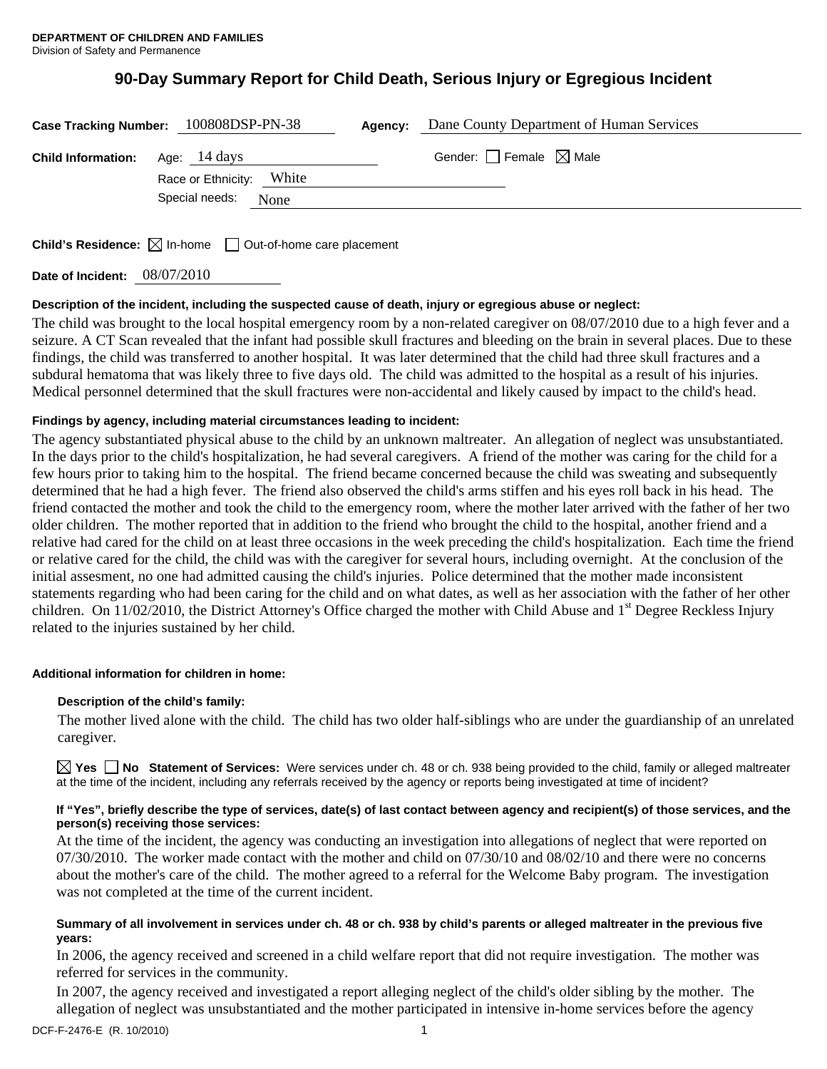**DEPARTMENT OF CHILDREN AND FAMILIES**
Division of Safety and Permanence

# 90-Day Summary Report for Child Death, Serious Injury or Egregious Incident

**Case Tracking Number:** 100808DSP-PN-38 **Agency:** Dane County Department of Human Services

**Child Information:** Age: 14 days Gender: ☐ Female ☒ Male

Race or Ethnicity: White

Special needs: None

**Child's Residence:** ☒ In-home ☐ Out-of-home care placement

**Date of Incident:** 08/07/2010

**Description of the incident, including the suspected cause of death, injury or egregious abuse or neglect:**

The child was brought to the local hospital emergency room by a non-related caregiver on 08/07/2010 due to a high fever and a seizure. A CT Scan revealed that the infant had possible skull fractures and bleeding on the brain in several places. Due to these findings, the child was transferred to another hospital. It was later determined that the child had three skull fractures and a subdural hematoma that was likely three to five days old. The child was admitted to the hospital as a result of his injuries. Medical personnel determined that the skull fractures were non-accidental and likely caused by impact to the child's head.

**Findings by agency, including material circumstances leading to incident:**

The agency substantiated physical abuse to the child by an unknown maltreater. An allegation of neglect was unsubstantiated. In the days prior to the child's hospitalization, he had several caregivers. A friend of the mother was caring for the child for a few hours prior to taking him to the hospital. The friend became concerned because the child was sweating and subsequently determined that he had a high fever. The friend also observed the child's arms stiffen and his eyes roll back in his head. The friend contacted the mother and took the child to the emergency room, where the mother later arrived with the father of her two older children. The mother reported that in addition to the friend who brought the child to the hospital, another friend and a relative had cared for the child on at least three occasions in the week preceding the child's hospitalization. Each time the friend or relative cared for the child, the child was with the caregiver for several hours, including overnight. At the conclusion of the initial assesment, no one had admitted causing the child's injuries. Police determined that the mother made inconsistent statements regarding who had been caring for the child and on what dates, as well as her association with the father of her other children. On 11/02/2010, the District Attorney's Office charged the mother with Child Abuse and 1st Degree Reckless Injury related to the injuries sustained by her child.

**Additional information for children in home:**

**Description of the child's family:**

The mother lived alone with the child. The child has two older half-siblings who are under the guardianship of an unrelated caregiver.

☒ **Yes** ☐ **No** **Statement of Services:** Were services under ch. 48 or ch. 938 being provided to the child, family or alleged maltreater at the time of the incident, including any referrals received by the agency or reports being investigated at time of incident?

**If "Yes", briefly describe the type of services, date(s) of last contact between agency and recipient(s) of those services, and the person(s) receiving those services:**

At the time of the incident, the agency was conducting an investigation into allegations of neglect that were reported on 07/30/2010. The worker made contact with the mother and child on 07/30/10 and 08/02/10 and there were no concerns about the mother's care of the child. The mother agreed to a referral for the Welcome Baby program. The investigation was not completed at the time of the current incident.

**Summary of all involvement in services under ch. 48 or ch. 938 by child's parents or alleged maltreater in the previous five years:**

In 2006, the agency received and screened in a child welfare report that did not require investigation. The mother was referred for services in the community.

In 2007, the agency received and investigated a report alleging neglect of the child's older sibling by the mother. The allegation of neglect was unsubstantiated and the mother participated in intensive in-home services before the agency

DCF-F-2476-E (R. 10/2010)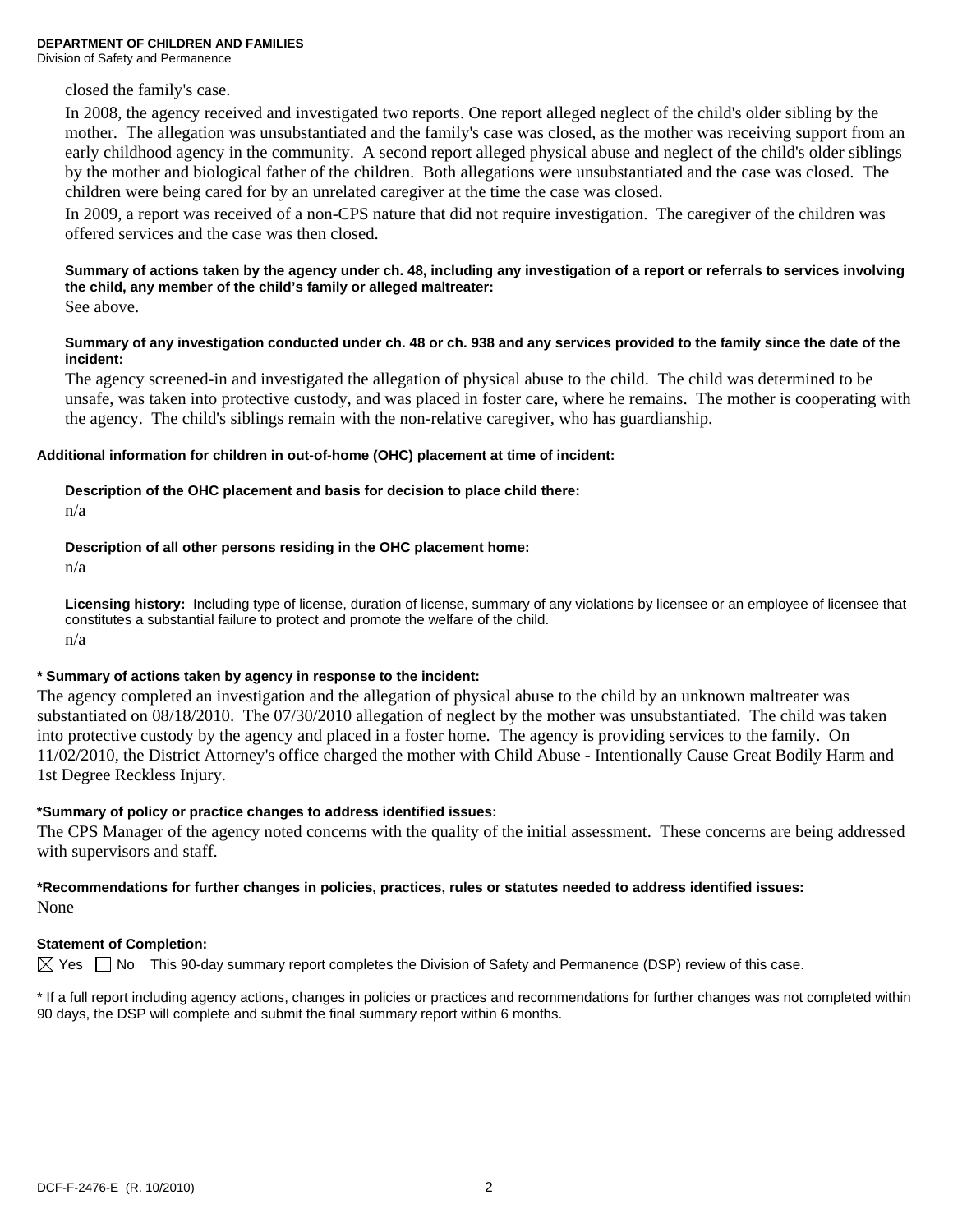closed the family's case.

In 2008, the agency received and investigated two reports. One report alleged neglect of the child's older sibling by the mother. The allegation was unsubstantiated and the family's case was closed, as the mother was receiving support from an early childhood agency in the community. A second report alleged physical abuse and neglect of the child's older siblings by the mother and biological father of the children. Both allegations were unsubstantiated and the case was closed. The children were being cared for by an unrelated caregiver at the time the case was closed.

In 2009, a report was received of a non-CPS nature that did not require investigation. The caregiver of the children was offered services and the case was then closed.

**Summary of actions taken by the agency under ch. 48, including any investigation of a report or referrals to services involving the child, any member of the child's family or alleged maltreater:**

See above.

**Summary of any investigation conducted under ch. 48 or ch. 938 and any services provided to the family since the date of the incident:**

The agency screened-in and investigated the allegation of physical abuse to the child. The child was determined to be unsafe, was taken into protective custody, and was placed in foster care, where he remains. The mother is cooperating with the agency. The child's siblings remain with the non-relative caregiver, who has guardianship.

**Additional information for children in out-of-home (OHC) placement at time of incident:**

**Description of the OHC placement and basis for decision to place child there:**

n/a

**Description of all other persons residing in the OHC placement home:**

n/a

**Licensing history:** Including type of license, duration of license, summary of any violations by licensee or an employee of licensee that constitutes a substantial failure to protect and promote the welfare of the child.

n/a

**\* Summary of actions taken by agency in response to the incident:**

The agency completed an investigation and the allegation of physical abuse to the child by an unknown maltreater was substantiated on 08/18/2010. The 07/30/2010 allegation of neglect by the mother was unsubstantiated. The child was taken into protective custody by the agency and placed in a foster home. The agency is providing services to the family. On 11/02/2010, the District Attorney's office charged the mother with Child Abuse - Intentionally Cause Great Bodily Harm and 1st Degree Reckless Injury.

**\*Summary of policy or practice changes to address identified issues:**

The CPS Manager of the agency noted concerns with the quality of the initial assessment. These concerns are being addressed with supervisors and staff.

**\*Recommendations for further changes in policies, practices, rules or statutes needed to address identified issues:**

None

**Statement of Completion:**

☒ Yes ☐ No This 90-day summary report completes the Division of Safety and Permanence (DSP) review of this case.

\* If a full report including agency actions, changes in policies or practices and recommendations for further changes was not completed within 90 days, the DSP will complete and submit the final summary report within 6 months.